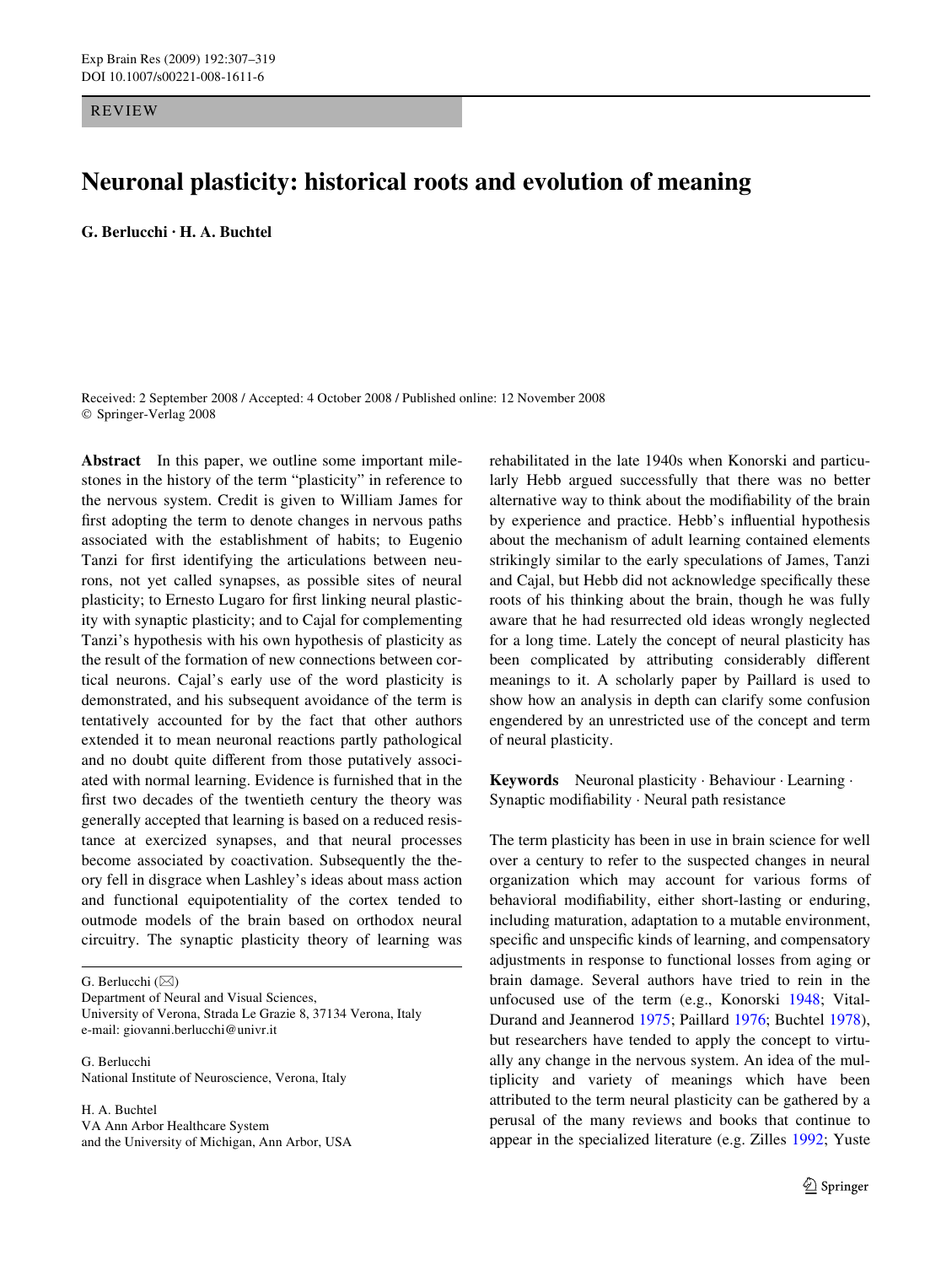REVIEW

# Neuronal plasticity: historical roots and evolution of meaning

**G. Berlucchi · H. A. Buchtel**

Received: 2 September 2008 / Accepted: 4 October 2008 / Published online: 12 November 2008
© Springer-Verlag 2008

**Abstract** In this paper, we outline some important milestones in the history of the term "plasticity" in reference to the nervous system. Credit is given to William James for first adopting the term to denote changes in nervous paths associated with the establishment of habits; to Eugenio Tanzi for first identifying the articulations between neurons, not yet called synapses, as possible sites of neural plasticity; to Ernesto Lugaro for first linking neural plasticity with synaptic plasticity; and to Cajal for complementing Tanzi's hypothesis with his own hypothesis of plasticity as the result of the formation of new connections between cortical neurons. Cajal's early use of the word plasticity is demonstrated, and his subsequent avoidance of the term is tentatively accounted for by the fact that other authors extended it to mean neuronal reactions partly pathological and no doubt quite different from those putatively associated with normal learning. Evidence is furnished that in the first two decades of the twentieth century the theory was generally accepted that learning is based on a reduced resistance at exercized synapses, and that neural processes become associated by coactivation. Subsequently the theory fell in disgrace when Lashley's ideas about mass action and functional equipotentiality of the cortex tended to outmode models of the brain based on orthodox neural circuitry. The synaptic plasticity theory of learning was rehabilitated in the late 1940s when Konorski and particularly Hebb argued successfully that there was no better alternative way to think about the modifiability of the brain by experience and practice. Hebb's influential hypothesis about the mechanism of adult learning contained elements strikingly similar to the early speculations of James, Tanzi and Cajal, but Hebb did not acknowledge specifically these roots of his thinking about the brain, though he was fully aware that he had resurrected old ideas wrongly neglected for a long time. Lately the concept of neural plasticity has been complicated by attributing considerably different meanings to it. A scholarly paper by Paillard is used to show how an analysis in depth can clarify some confusion engendered by an unrestricted use of the concept and term of neural plasticity.

**Keywords** Neuronal plasticity · Behaviour · Learning · Synaptic modifiability · Neural path resistance

G. Berlucchi (✉)
Department of Neural and Visual Sciences,
University of Verona, Strada Le Grazie 8, 37134 Verona, Italy
e-mail: giovanni.berlucchi@univr.it

G. Berlucchi
National Institute of Neuroscience, Verona, Italy

H. A. Buchtel
VA Ann Arbor Healthcare System
and the University of Michigan, Ann Arbor, USA

The term plasticity has been in use in brain science for well over a century to refer to the suspected changes in neural organization which may account for various forms of behavioral modifiability, either short-lasting or enduring, including maturation, adaptation to a mutable environment, specific and unspecific kinds of learning, and compensatory adjustments in response to functional losses from aging or brain damage. Several authors have tried to rein in the unfocused use of the term (e.g., Konorski 1948; Vital-Durand and Jeannerod 1975; Paillard 1976; Buchtel 1978), but researchers have tended to apply the concept to virtually any change in the nervous system. An idea of the multiplicity and variety of meanings which have been attributed to the term neural plasticity can be gathered by a perusal of the many reviews and books that continue to appear in the specialized literature (e.g. Zilles 1992; Yuste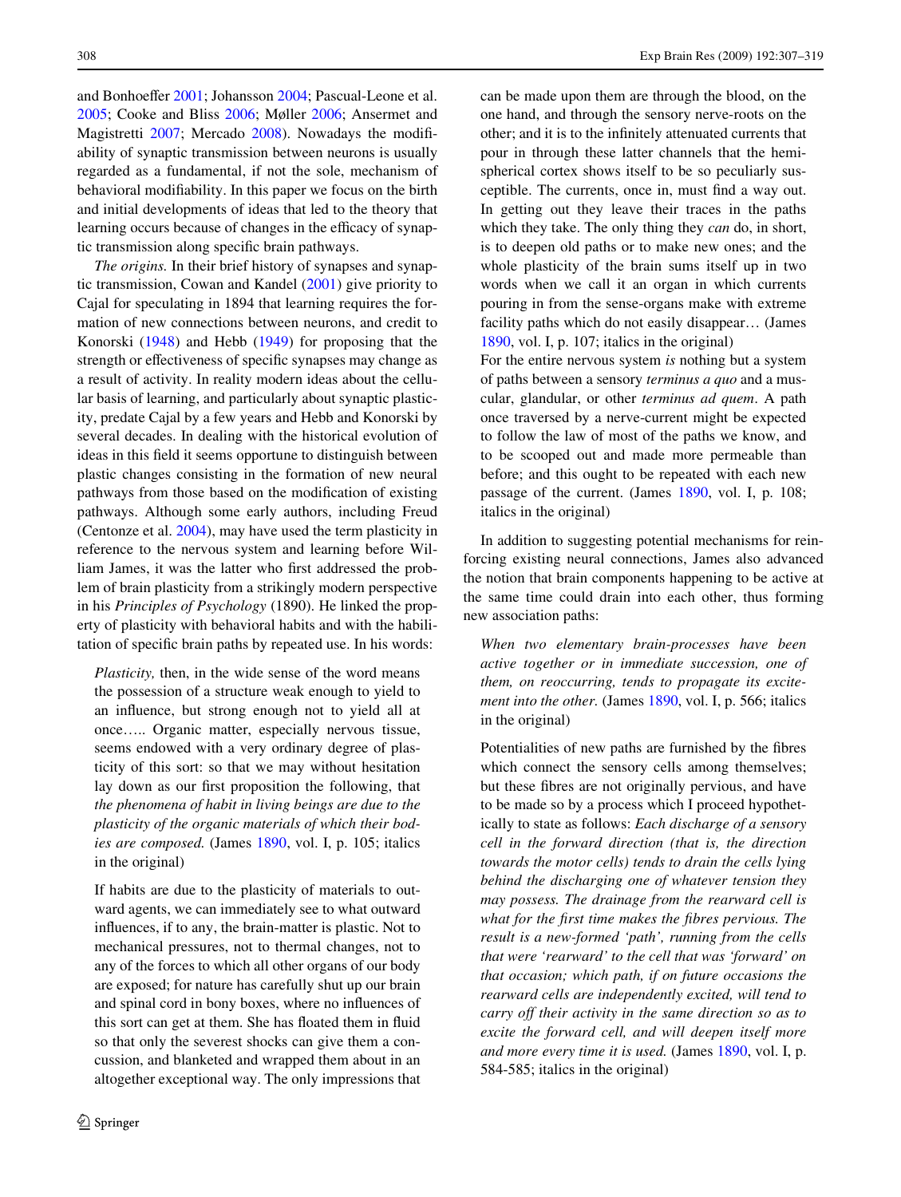and Bonhoeffer 2001; Johansson 2004; Pascual-Leone et al. 2005; Cooke and Bliss 2006; Møller 2006; Ansermet and Magistretti 2007; Mercado 2008). Nowadays the modifiability of synaptic transmission between neurons is usually regarded as a fundamental, if not the sole, mechanism of behavioral modifiability. In this paper we focus on the birth and initial developments of ideas that led to the theory that learning occurs because of changes in the efficacy of synaptic transmission along specific brain pathways.

*The origins.* In their brief history of synapses and synaptic transmission, Cowan and Kandel (2001) give priority to Cajal for speculating in 1894 that learning requires the formation of new connections between neurons, and credit to Konorski (1948) and Hebb (1949) for proposing that the strength or effectiveness of specific synapses may change as a result of activity. In reality modern ideas about the cellular basis of learning, and particularly about synaptic plasticity, predate Cajal by a few years and Hebb and Konorski by several decades. In dealing with the historical evolution of ideas in this field it seems opportune to distinguish between plastic changes consisting in the formation of new neural pathways from those based on the modification of existing pathways. Although some early authors, including Freud (Centonze et al. 2004), may have used the term plasticity in reference to the nervous system and learning before William James, it was the latter who first addressed the problem of brain plasticity from a strikingly modern perspective in his *Principles of Psychology* (1890). He linked the property of plasticity with behavioral habits and with the habilitation of specific brain paths by repeated use. In his words:

> *Plasticity,* then, in the wide sense of the word means the possession of a structure weak enough to yield to an influence, but strong enough not to yield all at once….. Organic matter, especially nervous tissue, seems endowed with a very ordinary degree of plasticity of this sort: so that we may without hesitation lay down as our first proposition the following, that *the phenomena of habit in living beings are due to the plasticity of the organic materials of which their bodies are composed.* (James 1890, vol. I, p. 105; italics in the original)

> If habits are due to the plasticity of materials to outward agents, we can immediately see to what outward influences, if to any, the brain-matter is plastic. Not to mechanical pressures, not to thermal changes, not to any of the forces to which all other organs of our body are exposed; for nature has carefully shut up our brain and spinal cord in bony boxes, where no influences of this sort can get at them. She has floated them in fluid so that only the severest shocks can give them a concussion, and blanketed and wrapped them about in an altogether exceptional way. The only impressions that can be made upon them are through the blood, on the one hand, and through the sensory nerve-roots on the other; and it is to the infinitely attenuated currents that pour in through these latter channels that the hemispherical cortex shows itself to be so peculiarly susceptible. The currents, once in, must find a way out. In getting out they leave their traces in the paths which they take. The only thing they *can* do, in short, is to deepen old paths or to make new ones; and the whole plasticity of the brain sums itself up in two words when we call it an organ in which currents pouring in from the sense-organs make with extreme facility paths which do not easily disappear… (James 1890, vol. I, p. 107; italics in the original)
>
> For the entire nervous system *is* nothing but a system of paths between a sensory *terminus a quo* and a muscular, glandular, or other *terminus ad quem*. A path once traversed by a nerve-current might be expected to follow the law of most of the paths we know, and to be scooped out and made more permeable than before; and this ought to be repeated with each new passage of the current. (James 1890, vol. I, p. 108; italics in the original)

In addition to suggesting potential mechanisms for reinforcing existing neural connections, James also advanced the notion that brain components happening to be active at the same time could drain into each other, thus forming new association paths:

> *When two elementary brain-processes have been active together or in immediate succession, one of them, on reoccurring, tends to propagate its excitement into the other.* (James 1890, vol. I, p. 566; italics in the original)

> Potentialities of new paths are furnished by the fibres which connect the sensory cells among themselves; but these fibres are not originally pervious, and have to be made so by a process which I proceed hypothetically to state as follows: *Each discharge of a sensory cell in the forward direction (that is, the direction towards the motor cells) tends to drain the cells lying behind the discharging one of whatever tension they may possess. The drainage from the rearward cell is what for the first time makes the fibres pervious. The result is a new-formed 'path', running from the cells that were 'rearward' to the cell that was 'forward' on that occasion; which path, if on future occasions the rearward cells are independently excited, will tend to carry off their activity in the same direction so as to excite the forward cell, and will deepen itself more and more every time it is used.* (James 1890, vol. I, p. 584-585; italics in the original)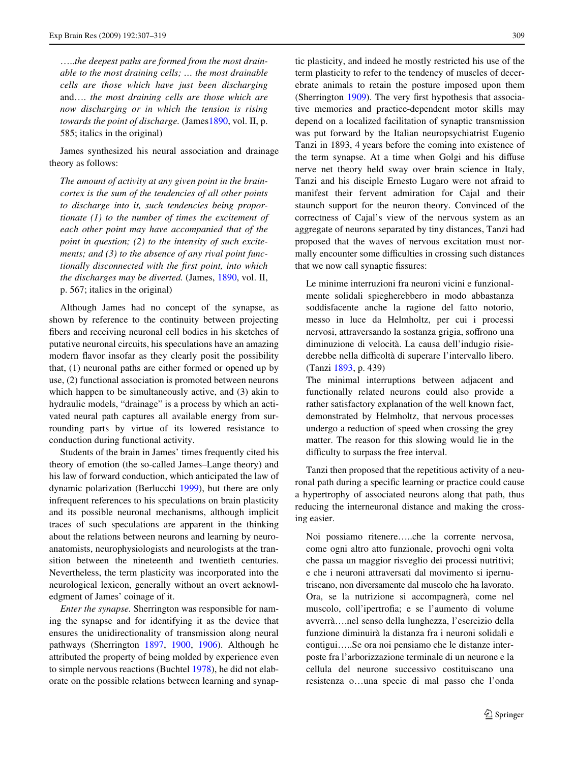*…..the deepest paths are formed from the most drainable to the most draining cells; … the most drainable cells are those which have just been discharging* and…. *the most draining cells are those which are now discharging or in which the tension is rising towards the point of discharge.* (James1890, vol. II, p. 585; italics in the original)

James synthesized his neural association and drainage theory as follows:

> *The amount of activity at any given point in the brain-cortex is the sum of the tendencies of all other points to discharge into it, such tendencies being proportionate (1) to the number of times the excitement of each other point may have accompanied that of the point in question; (2) to the intensity of such excitements; and (3) to the absence of any rival point functionally disconnected with the first point, into which the discharges may be diverted.* (James, 1890, vol. II, p. 567; italics in the original)

Although James had no concept of the synapse, as shown by reference to the continuity between projecting fibers and receiving neuronal cell bodies in his sketches of putative neuronal circuits, his speculations have an amazing modern flavor insofar as they clearly posit the possibility that, (1) neuronal paths are either formed or opened up by use, (2) functional association is promoted between neurons which happen to be simultaneously active, and (3) akin to hydraulic models, "drainage" is a process by which an activated neural path captures all available energy from surrounding parts by virtue of its lowered resistance to conduction during functional activity.

Students of the brain in James' times frequently cited his theory of emotion (the so-called James–Lange theory) and his law of forward conduction, which anticipated the law of dynamic polarization (Berlucchi 1999), but there are only infrequent references to his speculations on brain plasticity and its possible neuronal mechanisms, although implicit traces of such speculations are apparent in the thinking about the relations between neurons and learning by neuroanatomists, neurophysiologists and neurologists at the transition between the nineteenth and twentieth centuries. Nevertheless, the term plasticity was incorporated into the neurological lexicon, generally without an overt acknowledgment of James' coinage of it.

*Enter the synapse.* Sherrington was responsible for naming the synapse and for identifying it as the device that ensures the unidirectionality of transmission along neural pathways (Sherrington 1897, 1900, 1906). Although he attributed the property of being molded by experience even to simple nervous reactions (Buchtel 1978), he did not elaborate on the possible relations between learning and synaptic plasticity, and indeed he mostly restricted his use of the term plasticity to refer to the tendency of muscles of decerebrate animals to retain the posture imposed upon them (Sherrington 1909). The very first hypothesis that associative memories and practice-dependent motor skills may depend on a localized facilitation of synaptic transmission was put forward by the Italian neuropsychiatrist Eugenio Tanzi in 1893, 4 years before the coming into existence of the term synapse. At a time when Golgi and his diffuse nerve net theory held sway over brain science in Italy, Tanzi and his disciple Ernesto Lugaro were not afraid to manifest their fervent admiration for Cajal and their staunch support for the neuron theory. Convinced of the correctness of Cajal's view of the nervous system as an aggregate of neurons separated by tiny distances, Tanzi had proposed that the waves of nervous excitation must normally encounter some difficulties in crossing such distances that we now call synaptic fissures:

> Le minime interruzioni fra neuroni vicini e funzionalmente solidali spiegherebbero in modo abbastanza soddisfacente anche la ragione del fatto notorio, messo in luce da Helmholtz, per cui i processi nervosi, attraversando la sostanza grigia, soffrono una diminuzione di velocità. La causa dell'indugio risiederebbe nella difficoltà di superare l'intervallo libero. (Tanzi 1893, p. 439)
>
> The minimal interruptions between adjacent and functionally related neurons could also provide a rather satisfactory explanation of the well known fact, demonstrated by Helmholtz, that nervous processes undergo a reduction of speed when crossing the grey matter. The reason for this slowing would lie in the difficulty to surpass the free interval.

Tanzi then proposed that the repetitious activity of a neuronal path during a specific learning or practice could cause a hypertrophy of associated neurons along that path, thus reducing the interneuronal distance and making the crossing easier.

> Noi possiamo ritenere…..che la corrente nervosa, come ogni altro atto funzionale, provochi ogni volta che passa un maggior risveglio dei processi nutritivi; e che i neuroni attraversati dal movimento si ipernutriscano, non diversamente dal muscolo che ha lavorato. Ora, se la nutrizione si accompagnerà, come nel muscolo, coll'ipertrofia; e se l'aumento di volume avverrà….nel senso della lunghezza, l'esercizio della funzione diminuirà la distanza fra i neuroni solidali e contigui…..Se ora noi pensiamo che le distanze interposte fra l'arborizzazione terminale di un neurone e la cellula del neurone successivo costituiscano una resistenza o…una specie di mal passo che l'onda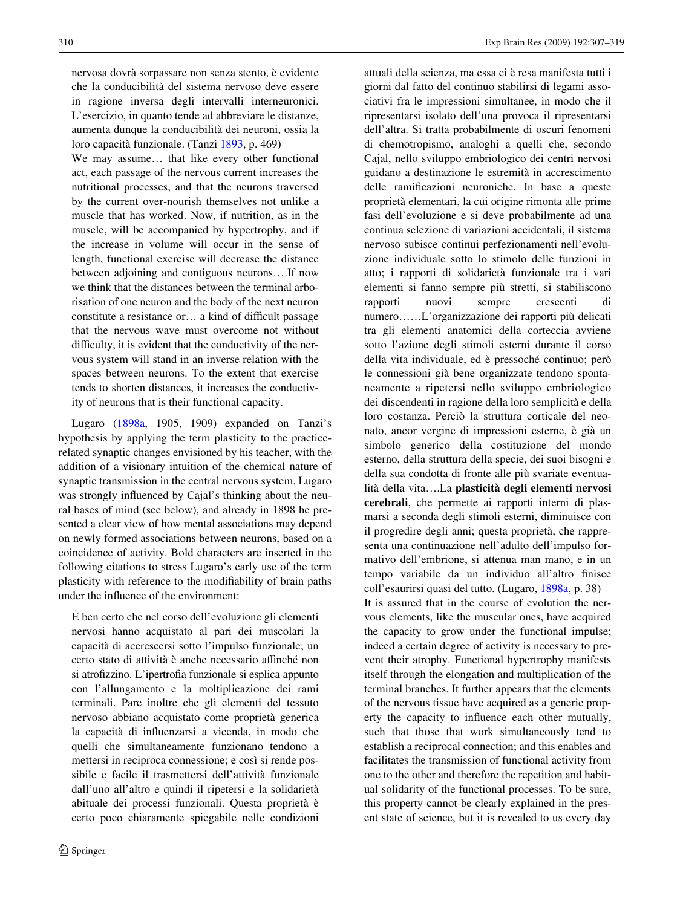nervosa dovrà sorpassare non senza stento, è evidente che la conducibilità del sistema nervoso deve essere in ragione inversa degli intervalli interneuronici. L'esercizio, in quanto tende ad abbreviare le distanze, aumenta dunque la conducibilità dei neuroni, ossia la loro capacità funzionale. (Tanzi 1893, p. 469)

We may assume… that like every other functional act, each passage of the nervous current increases the nutritional processes, and that the neurons traversed by the current over-nourish themselves not unlike a muscle that has worked. Now, if nutrition, as in the muscle, will be accompanied by hypertrophy, and if the increase in volume will occur in the sense of length, functional exercise will decrease the distance between adjoining and contiguous neurons….If now we think that the distances between the terminal arborisation of one neuron and the body of the next neuron constitute a resistance or… a kind of difficult passage that the nervous wave must overcome not without difficulty, it is evident that the conductivity of the nervous system will stand in an inverse relation with the spaces between neurons. To the extent that exercise tends to shorten distances, it increases the conductivity of neurons that is their functional capacity.

Lugaro (1898a, 1905, 1909) expanded on Tanzi's hypothesis by applying the term plasticity to the practice-related synaptic changes envisioned by his teacher, with the addition of a visionary intuition of the chemical nature of synaptic transmission in the central nervous system. Lugaro was strongly influenced by Cajal's thinking about the neural bases of mind (see below), and already in 1898 he presented a clear view of how mental associations may depend on newly formed associations between neurons, based on a coincidence of activity. Bold characters are inserted in the following citations to stress Lugaro's early use of the term plasticity with reference to the modifiability of brain paths under the influence of the environment:

È ben certo che nel corso dell'evoluzione gli elementi nervosi hanno acquistato al pari dei muscolari la capacità di accrescersi sotto l'impulso funzionale; un certo stato di attività è anche necessario affinché non si atrofizzino. L'ipertrofia funzionale si esplica appunto con l'allungamento e la moltiplicazione dei rami terminali. Pare inoltre che gli elementi del tessuto nervoso abbiano acquistato come proprietà generica la capacità di influenzarsi a vicenda, in modo che quelli che simultaneamente funzionano tendono a mettersi in reciproca connessione; e così si rende possibile e facile il trasmettersi dell'attività funzionale dall'uno all'altro e quindi il ripetersi e la solidarietà abituale dei processi funzionali. Questa proprietà è certo poco chiaramente spiegabile nelle condizioni attuali della scienza, ma essa ci è resa manifesta tutti i giorni dal fatto del continuo stabilirsi di legami associativi fra le impressioni simultanee, in modo che il ripresentarsi isolato dell'una provoca il ripresentarsi dell'altra. Si tratta probabilmente di oscuri fenomeni di chemotropismo, analoghi a quelli che, secondo Cajal, nello sviluppo embriologico dei centri nervosi guidano a destinazione le estremità in accrescimento delle ramificazioni neuroniche. In base a queste proprietà elementari, la cui origine rimonta alle prime fasi dell'evoluzione e si deve probabilmente ad una continua selezione di variazioni accidentali, il sistema nervoso subisce continui perfezionamenti nell'evoluzione individuale sotto lo stimolo delle funzioni in atto; i rapporti di solidarietà funzionale tra i vari elementi si fanno sempre più stretti, si stabiliscono rapporti nuovi sempre crescenti di numero……L'organizzazione dei rapporti più delicati tra gli elementi anatomici della corteccia avviene sotto l'azione degli stimoli esterni durante il corso della vita individuale, ed è pressoché continuo; però le connessioni già bene organizzate tendono spontaneamente a ripetersi nello sviluppo embriologico dei discendenti in ragione della loro semplicità e della loro costanza. Perciò la struttura corticale del neonato, ancor vergine di impressioni esterne, è già un simbolo generico della costituzione del mondo esterno, della struttura della specie, dei suoi bisogni e della sua condotta di fronte alle più svariate eventualità della vita….La **plasticità degli elementi nervosi cerebrali**, che permette ai rapporti interni di plasmarsi a seconda degli stimoli esterni, diminuisce con il progredire degli anni; questa proprietà, che rappresenta una continuazione nell'adulto dell'impulso formativo dell'embrione, si attenua man mano, e in un tempo variabile da un individuo all'altro finisce coll'esaurirsi quasi del tutto. (Lugaro, 1898a, p. 38)

It is assured that in the course of evolution the nervous elements, like the muscular ones, have acquired the capacity to grow under the functional impulse; indeed a certain degree of activity is necessary to prevent their atrophy. Functional hypertrophy manifests itself through the elongation and multiplication of the terminal branches. It further appears that the elements of the nervous tissue have acquired as a generic property the capacity to influence each other mutually, such that those that work simultaneously tend to establish a reciprocal connection; and this enables and facilitates the transmission of functional activity from one to the other and therefore the repetition and habitual solidarity of the functional processes. To be sure, this property cannot be clearly explained in the present state of science, but it is revealed to us every day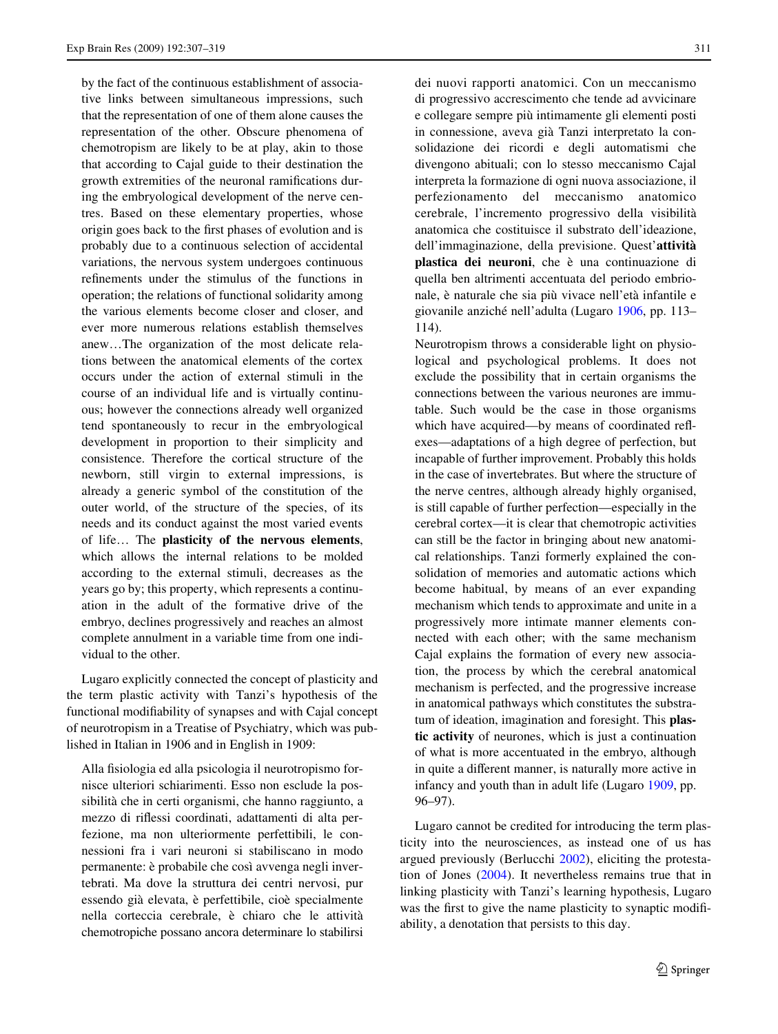> by the fact of the continuous establishment of associative links between simultaneous impressions, such that the representation of one of them alone causes the representation of the other. Obscure phenomena of chemotropism are likely to be at play, akin to those that according to Cajal guide to their destination the growth extremities of the neuronal ramifications during the embryological development of the nerve centres. Based on these elementary properties, whose origin goes back to the first phases of evolution and is probably due to a continuous selection of accidental variations, the nervous system undergoes continuous refinements under the stimulus of the functions in operation; the relations of functional solidarity among the various elements become closer and closer, and ever more numerous relations establish themselves anew…The organization of the most delicate relations between the anatomical elements of the cortex occurs under the action of external stimuli in the course of an individual life and is virtually continuous; however the connections already well organized tend spontaneously to recur in the embryological development in proportion to their simplicity and consistence. Therefore the cortical structure of the newborn, still virgin to external impressions, is already a generic symbol of the constitution of the outer world, of the structure of the species, of its needs and its conduct against the most varied events of life… The **plasticity of the nervous elements**, which allows the internal relations to be molded according to the external stimuli, decreases as the years go by; this property, which represents a continuation in the adult of the formative drive of the embryo, declines progressively and reaches an almost complete annulment in a variable time from one individual to the other.

Lugaro explicitly connected the concept of plasticity and the term plastic activity with Tanzi's hypothesis of the functional modifiability of synapses and with Cajal concept of neurotropism in a Treatise of Psychiatry, which was published in Italian in 1906 and in English in 1909:

> Alla fisiologia ed alla psicologia il neurotropismo fornisce ulteriori schiarimenti. Esso non esclude la possibilità che in certi organismi, che hanno raggiunto, a mezzo di riflessi coordinati, adattamenti di alta perfezione, ma non ulteriormente perfettibili, le connessioni fra i vari neuroni si stabiliscano in modo permanente: è probabile che così avvenga negli invertebrati. Ma dove la struttura dei centri nervosi, pur essendo già elevata, è perfettibile, cioè specialmente nella corteccia cerebrale, è chiaro che le attività chemotropiche possano ancora determinare lo stabilirsi dei nuovi rapporti anatomici. Con un meccanismo di progressivo accrescimento che tende ad avvicinare e collegare sempre più intimamente gli elementi posti in connessione, aveva già Tanzi interpretato la consolidazione dei ricordi e degli automatismi che divengono abituali; con lo stesso meccanismo Cajal interpreta la formazione di ogni nuova associazione, il perfezionamento del meccanismo anatomico cerebrale, l'incremento progressivo della visibilità anatomica che costituisce il substrato dell'ideazione, dell'immaginazione, della previsione. Quest'**attività plastica dei neuroni**, che è una continuazione di quella ben altrimenti accentuata del periodo embrionale, è naturale che sia più vivace nell'età infantile e giovanile anziché nell'adulta (Lugaro 1906, pp. 113–114).
>
> Neurotropism throws a considerable light on physiological and psychological problems. It does not exclude the possibility that in certain organisms the connections between the various neurones are immutable. Such would be the case in those organisms which have acquired—by means of coordinated reflexes—adaptations of a high degree of perfection, but incapable of further improvement. Probably this holds in the case of invertebrates. But where the structure of the nerve centres, although already highly organised, is still capable of further perfection—especially in the cerebral cortex—it is clear that chemotropic activities can still be the factor in bringing about new anatomical relationships. Tanzi formerly explained the consolidation of memories and automatic actions which become habitual, by means of an ever expanding mechanism which tends to approximate and unite in a progressively more intimate manner elements connected with each other; with the same mechanism Cajal explains the formation of every new association, the process by which the cerebral anatomical mechanism is perfected, and the progressive increase in anatomical pathways which constitutes the substratum of ideation, imagination and foresight. This **plastic activity** of neurones, which is just a continuation of what is more accentuated in the embryo, although in quite a different manner, is naturally more active in infancy and youth than in adult life (Lugaro 1909, pp. 96–97).

Lugaro cannot be credited for introducing the term plasticity into the neurosciences, as instead one of us has argued previously (Berlucchi 2002), eliciting the protestation of Jones (2004). It nevertheless remains true that in linking plasticity with Tanzi's learning hypothesis, Lugaro was the first to give the name plasticity to synaptic modifiability, a denotation that persists to this day.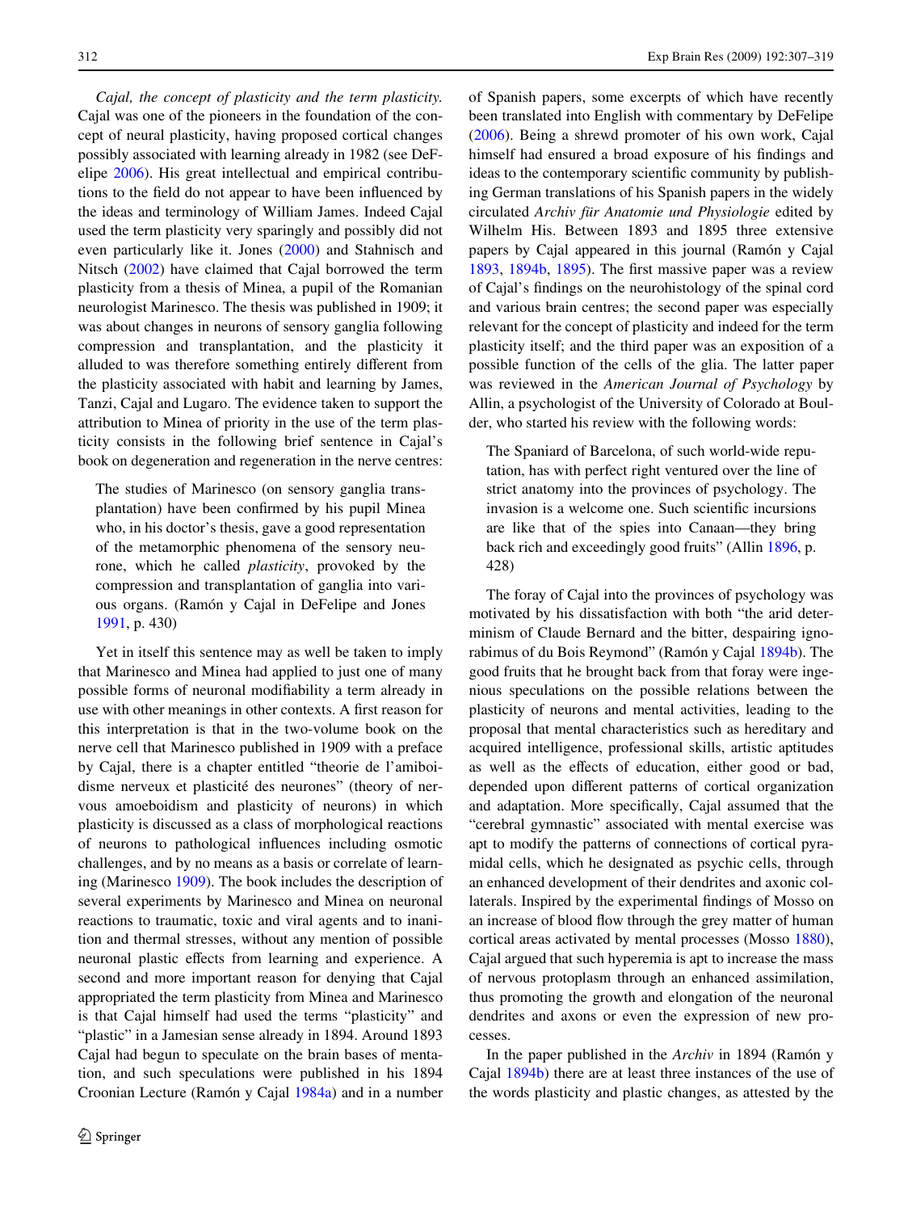*Cajal, the concept of plasticity and the term plasticity.* Cajal was one of the pioneers in the foundation of the concept of neural plasticity, having proposed cortical changes possibly associated with learning already in 1982 (see DeFelipe 2006). His great intellectual and empirical contributions to the field do not appear to have been influenced by the ideas and terminology of William James. Indeed Cajal used the term plasticity very sparingly and possibly did not even particularly like it. Jones (2000) and Stahnisch and Nitsch (2002) have claimed that Cajal borrowed the term plasticity from a thesis of Minea, a pupil of the Romanian neurologist Marinesco. The thesis was published in 1909; it was about changes in neurons of sensory ganglia following compression and transplantation, and the plasticity it alluded to was therefore something entirely different from the plasticity associated with habit and learning by James, Tanzi, Cajal and Lugaro. The evidence taken to support the attribution to Minea of priority in the use of the term plasticity consists in the following brief sentence in Cajal's book on degeneration and regeneration in the nerve centres:

> The studies of Marinesco (on sensory ganglia transplantation) have been confirmed by his pupil Minea who, in his doctor's thesis, gave a good representation of the metamorphic phenomena of the sensory neurone, which he called *plasticity*, provoked by the compression and transplantation of ganglia into various organs. (Ramón y Cajal in DeFelipe and Jones 1991, p. 430)

Yet in itself this sentence may as well be taken to imply that Marinesco and Minea had applied to just one of many possible forms of neuronal modifiability a term already in use with other meanings in other contexts. A first reason for this interpretation is that in the two-volume book on the nerve cell that Marinesco published in 1909 with a preface by Cajal, there is a chapter entitled "theorie de l'amiboidisme nerveux et plasticité des neurones" (theory of nervous amoeboidism and plasticity of neurons) in which plasticity is discussed as a class of morphological reactions of neurons to pathological influences including osmotic challenges, and by no means as a basis or correlate of learning (Marinesco 1909). The book includes the description of several experiments by Marinesco and Minea on neuronal reactions to traumatic, toxic and viral agents and to inanition and thermal stresses, without any mention of possible neuronal plastic effects from learning and experience. A second and more important reason for denying that Cajal appropriated the term plasticity from Minea and Marinesco is that Cajal himself had used the terms "plasticity" and "plastic" in a Jamesian sense already in 1894. Around 1893 Cajal had begun to speculate on the brain bases of mentation, and such speculations were published in his 1894 Croonian Lecture (Ramón y Cajal 1984a) and in a number of Spanish papers, some excerpts of which have recently been translated into English with commentary by DeFelipe (2006). Being a shrewd promoter of his own work, Cajal himself had ensured a broad exposure of his findings and ideas to the contemporary scientific community by publishing German translations of his Spanish papers in the widely circulated *Archiv für Anatomie und Physiologie* edited by Wilhelm His. Between 1893 and 1895 three extensive papers by Cajal appeared in this journal (Ramón y Cajal 1893, 1894b, 1895). The first massive paper was a review of Cajal's findings on the neurohistology of the spinal cord and various brain centres; the second paper was especially relevant for the concept of plasticity and indeed for the term plasticity itself; and the third paper was an exposition of a possible function of the cells of the glia. The latter paper was reviewed in the *American Journal of Psychology* by Allin, a psychologist of the University of Colorado at Boulder, who started his review with the following words:

> The Spaniard of Barcelona, of such world-wide reputation, has with perfect right ventured over the line of strict anatomy into the provinces of psychology. The invasion is a welcome one. Such scientific incursions are like that of the spies into Canaan—they bring back rich and exceedingly good fruits" (Allin 1896, p. 428)

The foray of Cajal into the provinces of psychology was motivated by his dissatisfaction with both "the arid determinism of Claude Bernard and the bitter, despairing ignorabimus of du Bois Reymond" (Ramón y Cajal 1894b). The good fruits that he brought back from that foray were ingenious speculations on the possible relations between the plasticity of neurons and mental activities, leading to the proposal that mental characteristics such as hereditary and acquired intelligence, professional skills, artistic aptitudes as well as the effects of education, either good or bad, depended upon different patterns of cortical organization and adaptation. More specifically, Cajal assumed that the "cerebral gymnastic" associated with mental exercise was apt to modify the patterns of connections of cortical pyramidal cells, which he designated as psychic cells, through an enhanced development of their dendrites and axonic collaterals. Inspired by the experimental findings of Mosso on an increase of blood flow through the grey matter of human cortical areas activated by mental processes (Mosso 1880), Cajal argued that such hyperemia is apt to increase the mass of nervous protoplasm through an enhanced assimilation, thus promoting the growth and elongation of the neuronal dendrites and axons or even the expression of new processes.

In the paper published in the *Archiv* in 1894 (Ramón y Cajal 1894b) there are at least three instances of the use of the words plasticity and plastic changes, as attested by the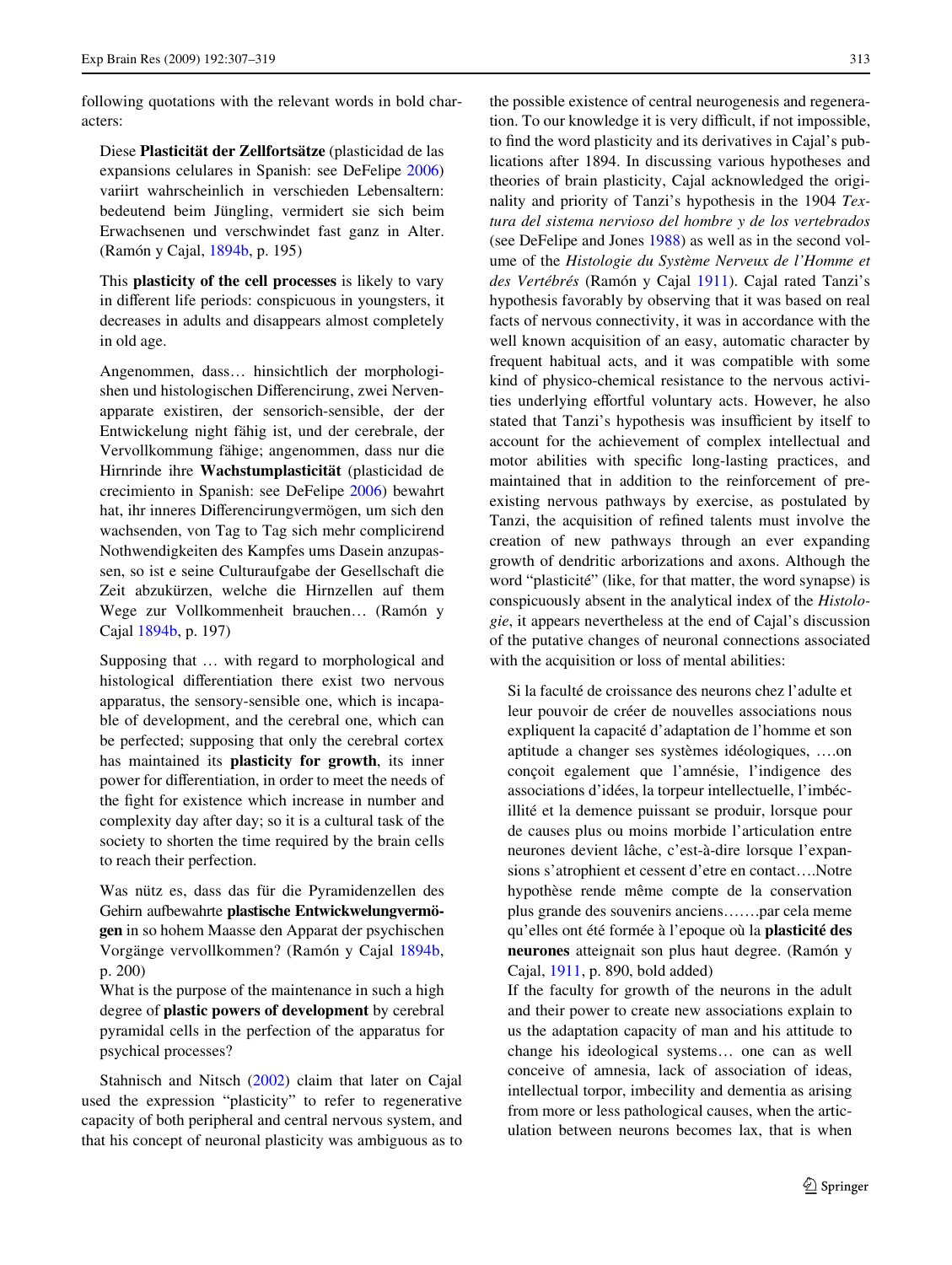following quotations with the relevant words in bold characters:

> Diese **Plasticität der Zellfortsätze** (plasticidad de las expansions celulares in Spanish: see DeFelipe 2006) variirt wahrscheinlich in verschieden Lebensaltern: bedeutend beim Jüngling, vermidert sie sich beim Erwachsenen und verschwindet fast ganz in Alter. (Ramón y Cajal, 1894b, p. 195)

> This **plasticity of the cell processes** is likely to vary in different life periods: conspicuous in youngsters, it decreases in adults and disappears almost completely in old age.

> Angenommen, dass… hinsichtlich der morphologishen und histologischen Differencirung, zwei Nervenapparate existiren, der sensorich-sensible, der der Entwickelung night fähig ist, und der cerebrale, der Vervollkommung fähige; angenommen, dass nur die Hirnrinde ihre **Wachstumplasticität** (plasticidad de crecimiento in Spanish: see DeFelipe 2006) bewahrt hat, ihr inneres Differencirungvermögen, um sich den wachsenden, von Tag to Tag sich mehr complicirend Nothwendigkeiten des Kampfes ums Dasein anzupassen, so ist e seine Culturaufgabe der Gesellschaft die Zeit abzukürzen, welche die Hirnzellen auf them Wege zur Vollkommenheit brauchen… (Ramón y Cajal 1894b, p. 197)

> Supposing that … with regard to morphological and histological differentiation there exist two nervous apparatus, the sensory-sensible one, which is incapable of development, and the cerebral one, which can be perfected; supposing that only the cerebral cortex has maintained its **plasticity for growth**, its inner power for differentiation, in order to meet the needs of the fight for existence which increase in number and complexity day after day; so it is a cultural task of the society to shorten the time required by the brain cells to reach their perfection.

> Was nütz es, dass das für die Pyramidenzellen des Gehirn aufbewahrte **plastische Entwickwelungvermögen** in so hohem Maasse den Apparat der psychischen Vorgänge vervollkommen? (Ramón y Cajal 1894b, p. 200)
>
> What is the purpose of the maintenance in such a high degree of **plastic powers of development** by cerebral pyramidal cells in the perfection of the apparatus for psychical processes?

Stahnisch and Nitsch (2002) claim that later on Cajal used the expression "plasticity" to refer to regenerative capacity of both peripheral and central nervous system, and that his concept of neuronal plasticity was ambiguous as to the possible existence of central neurogenesis and regeneration. To our knowledge it is very difficult, if not impossible, to find the word plasticity and its derivatives in Cajal's publications after 1894. In discussing various hypotheses and theories of brain plasticity, Cajal acknowledged the originality and priority of Tanzi's hypothesis in the 1904 *Textura del sistema nervioso del hombre y de los vertebrados* (see DeFelipe and Jones 1988) as well as in the second volume of the *Histologie du Système Nerveux de l'Homme et des Vertébrés* (Ramón y Cajal 1911). Cajal rated Tanzi's hypothesis favorably by observing that it was based on real facts of nervous connectivity, it was in accordance with the well known acquisition of an easy, automatic character by frequent habitual acts, and it was compatible with some kind of physico-chemical resistance to the nervous activities underlying effortful voluntary acts. However, he also stated that Tanzi's hypothesis was insufficient by itself to account for the achievement of complex intellectual and motor abilities with specific long-lasting practices, and maintained that in addition to the reinforcement of pre-existing nervous pathways by exercise, as postulated by Tanzi, the acquisition of refined talents must involve the creation of new pathways through an ever expanding growth of dendritic arborizations and axons. Although the word "plasticité" (like, for that matter, the word synapse) is conspicuously absent in the analytical index of the *Histologie*, it appears nevertheless at the end of Cajal's discussion of the putative changes of neuronal connections associated with the acquisition or loss of mental abilities:

> Si la faculté de croissance des neurons chez l'adulte et leur pouvoir de créer de nouvelles associations nous expliquent la capacité d'adaptation de l'homme et son aptitude a changer ses systèmes idéologiques, ….on conçoit egalement que l'amnésie, l'indigence des associations d'idées, la torpeur intellectuelle, l'imbécillité et la demence puissant se produir, lorsque pour de causes plus ou moins morbide l'articulation entre neurones devient lâche, c'est-à-dire lorsque l'expansions s'atrophient et cessent d'etre en contact….Notre hypothèse rende même compte de la conservation plus grande des souvenirs anciens…….par cela meme qu'elles ont été formée à l'epoque où la **plasticité des neurones** atteignait son plus haut degree. (Ramón y Cajal, 1911, p. 890, bold added)
>
> If the faculty for growth of the neurons in the adult and their power to create new associations explain to us the adaptation capacity of man and his attitude to change his ideological systems… one can as well conceive of amnesia, lack of association of ideas, intellectual torpor, imbecility and dementia as arising from more or less pathological causes, when the articulation between neurons becomes lax, that is when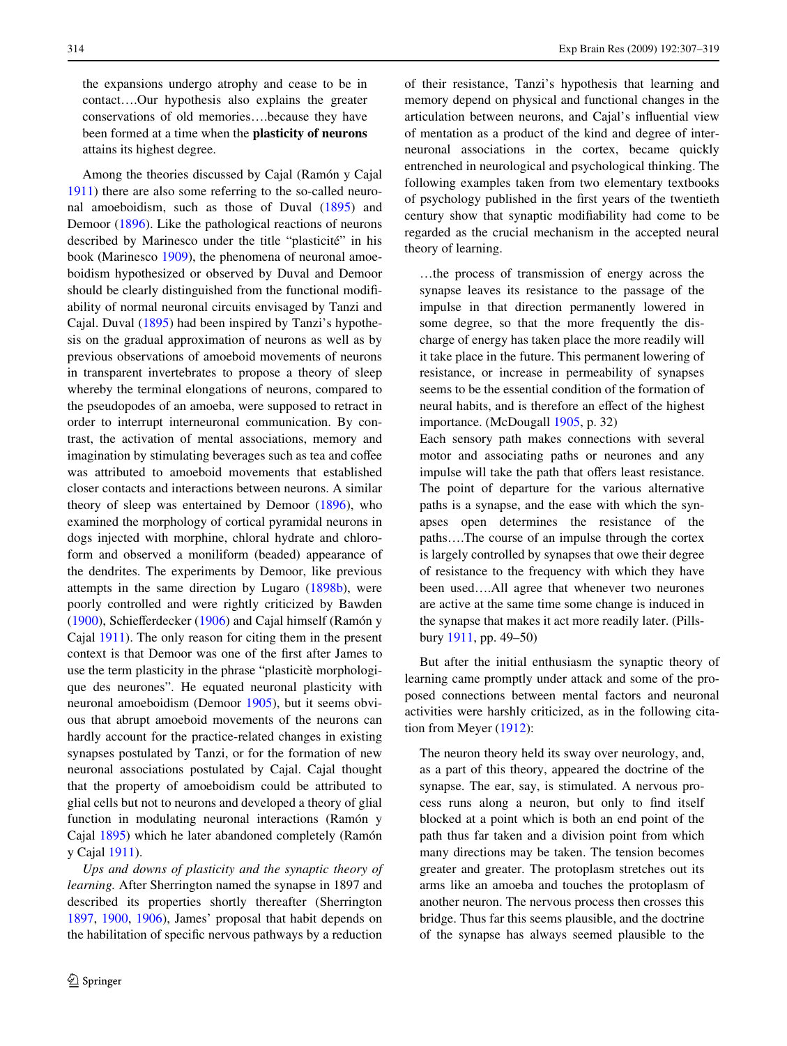the expansions undergo atrophy and cease to be in contact….Our hypothesis also explains the greater conservations of old memories….because they have been formed at a time when the **plasticity of neurons** attains its highest degree.

Among the theories discussed by Cajal (Ramón y Cajal 1911) there are also some referring to the so-called neuronal amoeboidism, such as those of Duval (1895) and Demoor (1896). Like the pathological reactions of neurons described by Marinesco under the title "plasticité" in his book (Marinesco 1909), the phenomena of neuronal amoeboidism hypothesized or observed by Duval and Demoor should be clearly distinguished from the functional modifiability of normal neuronal circuits envisaged by Tanzi and Cajal. Duval (1895) had been inspired by Tanzi's hypothesis on the gradual approximation of neurons as well as by previous observations of amoeboid movements of neurons in transparent invertebrates to propose a theory of sleep whereby the terminal elongations of neurons, compared to the pseudopodes of an amoeba, were supposed to retract in order to interrupt interneuronal communication. By contrast, the activation of mental associations, memory and imagination by stimulating beverages such as tea and coffee was attributed to amoeboid movements that established closer contacts and interactions between neurons. A similar theory of sleep was entertained by Demoor (1896), who examined the morphology of cortical pyramidal neurons in dogs injected with morphine, chloral hydrate and chloroform and observed a moniliform (beaded) appearance of the dendrites. The experiments by Demoor, like previous attempts in the same direction by Lugaro (1898b), were poorly controlled and were rightly criticized by Bawden (1900), Schiefferdecker (1906) and Cajal himself (Ramón y Cajal 1911). The only reason for citing them in the present context is that Demoor was one of the first after James to use the term plasticity in the phrase "plasticitè morphologique des neurones". He equated neuronal plasticity with neuronal amoeboidism (Demoor 1905), but it seems obvious that abrupt amoeboid movements of the neurons can hardly account for the practice-related changes in existing synapses postulated by Tanzi, or for the formation of new neuronal associations postulated by Cajal. Cajal thought that the property of amoeboidism could be attributed to glial cells but not to neurons and developed a theory of glial function in modulating neuronal interactions (Ramón y Cajal 1895) which he later abandoned completely (Ramón y Cajal 1911).

*Ups and downs of plasticity and the synaptic theory of learning.* After Sherrington named the synapse in 1897 and described its properties shortly thereafter (Sherrington 1897, 1900, 1906), James' proposal that habit depends on the habilitation of specific nervous pathways by a reduction of their resistance, Tanzi's hypothesis that learning and memory depend on physical and functional changes in the articulation between neurons, and Cajal's influential view of mentation as a product of the kind and degree of interneuronal associations in the cortex, became quickly entrenched in neurological and psychological thinking. The following examples taken from two elementary textbooks of psychology published in the first years of the twentieth century show that synaptic modifiability had come to be regarded as the crucial mechanism in the accepted neural theory of learning.

> …the process of transmission of energy across the synapse leaves its resistance to the passage of the impulse in that direction permanently lowered in some degree, so that the more frequently the discharge of energy has taken place the more readily will it take place in the future. This permanent lowering of resistance, or increase in permeability of synapses seems to be the essential condition of the formation of neural habits, and is therefore an effect of the highest importance. (McDougall 1905, p. 32)
>
> Each sensory path makes connections with several motor and associating paths or neurones and any impulse will take the path that offers least resistance. The point of departure for the various alternative paths is a synapse, and the ease with which the synapses open determines the resistance of the paths….The course of an impulse through the cortex is largely controlled by synapses that owe their degree of resistance to the frequency with which they have been used….All agree that whenever two neurones are active at the same time some change is induced in the synapse that makes it act more readily later. (Pillsbury 1911, pp. 49–50)

But after the initial enthusiasm the synaptic theory of learning came promptly under attack and some of the proposed connections between mental factors and neuronal activities were harshly criticized, as in the following citation from Meyer (1912):

> The neuron theory held its sway over neurology, and, as a part of this theory, appeared the doctrine of the synapse. The ear, say, is stimulated. A nervous process runs along a neuron, but only to find itself blocked at a point which is both an end point of the path thus far taken and a division point from which many directions may be taken. The tension becomes greater and greater. The protoplasm stretches out its arms like an amoeba and touches the protoplasm of another neuron. The nervous process then crosses this bridge. Thus far this seems plausible, and the doctrine of the synapse has always seemed plausible to the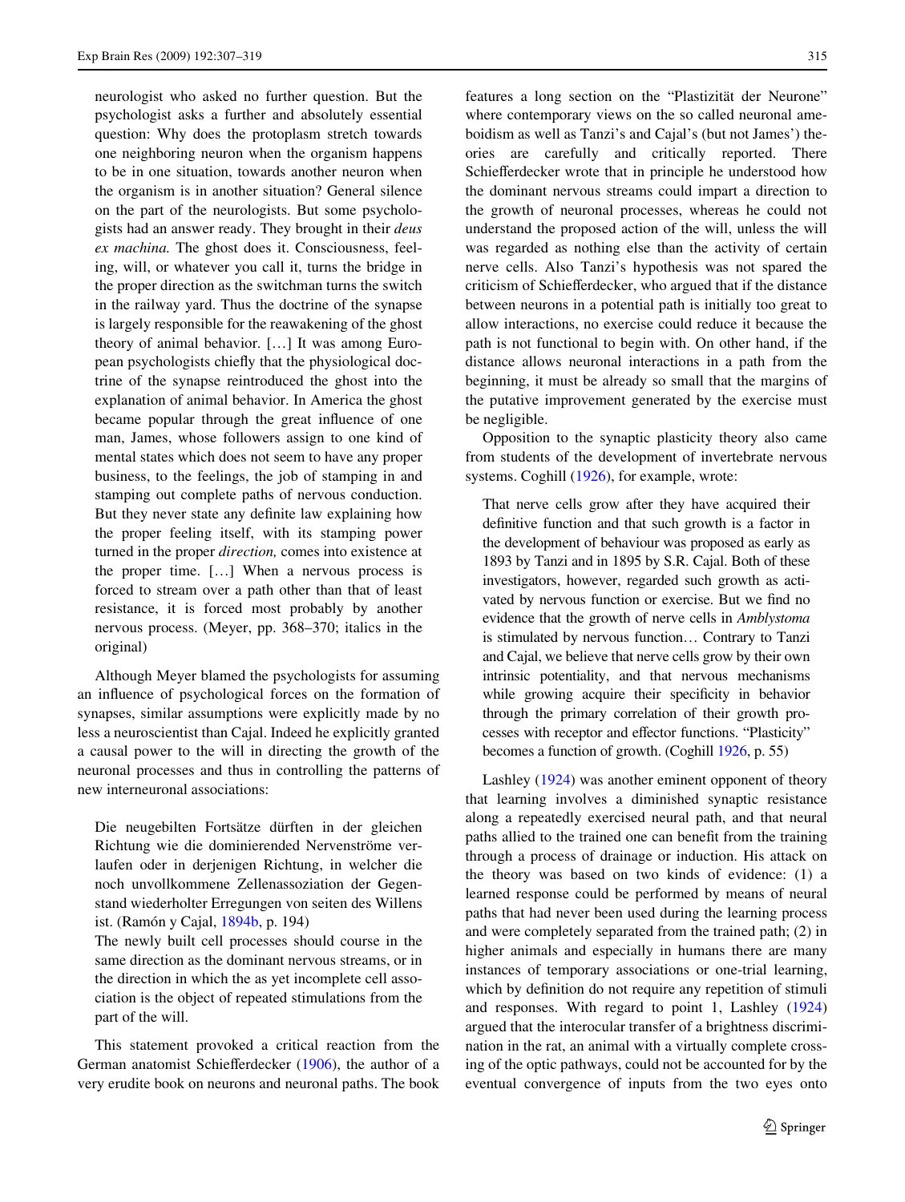neurologist who asked no further question. But the psychologist asks a further and absolutely essential question: Why does the protoplasm stretch towards one neighboring neuron when the organism happens to be in one situation, towards another neuron when the organism is in another situation? General silence on the part of the neurologists. But some psychologists had an answer ready. They brought in their *deus ex machina.* The ghost does it. Consciousness, feeling, will, or whatever you call it, turns the bridge in the proper direction as the switchman turns the switch in the railway yard. Thus the doctrine of the synapse is largely responsible for the reawakening of the ghost theory of animal behavior. […] It was among European psychologists chiefly that the physiological doctrine of the synapse reintroduced the ghost into the explanation of animal behavior. In America the ghost became popular through the great influence of one man, James, whose followers assign to one kind of mental states which does not seem to have any proper business, to the feelings, the job of stamping in and stamping out complete paths of nervous conduction. But they never state any definite law explaining how the proper feeling itself, with its stamping power turned in the proper *direction,* comes into existence at the proper time. […] When a nervous process is forced to stream over a path other than that of least resistance, it is forced most probably by another nervous process. (Meyer, pp. 368–370; italics in the original)

Although Meyer blamed the psychologists for assuming an influence of psychological forces on the formation of synapses, similar assumptions were explicitly made by no less a neuroscientist than Cajal. Indeed he explicitly granted a causal power to the will in directing the growth of the neuronal processes and thus in controlling the patterns of new interneuronal associations:

> Die neugebilten Fortsätze dürften in der gleichen Richtung wie die dominierended Nervenströme verlaufen oder in derjenigen Richtung, in welcher die noch unvollkommene Zellenassoziation der Gegenstand wiederholter Erregungen von seiten des Willens ist. (Ramón y Cajal, 1894b, p. 194)
>
> The newly built cell processes should course in the same direction as the dominant nervous streams, or in the direction in which the as yet incomplete cell association is the object of repeated stimulations from the part of the will.

This statement provoked a critical reaction from the German anatomist Schiefferdecker (1906), the author of a very erudite book on neurons and neuronal paths. The book features a long section on the "Plastizität der Neurone" where contemporary views on the so called neuronal ameboidism as well as Tanzi's and Cajal's (but not James') theories are carefully and critically reported. There Schiefferdecker wrote that in principle he understood how the dominant nervous streams could impart a direction to the growth of neuronal processes, whereas he could not understand the proposed action of the will, unless the will was regarded as nothing else than the activity of certain nerve cells. Also Tanzi's hypothesis was not spared the criticism of Schiefferdecker, who argued that if the distance between neurons in a potential path is initially too great to allow interactions, no exercise could reduce it because the path is not functional to begin with. On other hand, if the distance allows neuronal interactions in a path from the beginning, it must be already so small that the margins of the putative improvement generated by the exercise must be negligible.

Opposition to the synaptic plasticity theory also came from students of the development of invertebrate nervous systems. Coghill (1926), for example, wrote:

> That nerve cells grow after they have acquired their definitive function and that such growth is a factor in the development of behaviour was proposed as early as 1893 by Tanzi and in 1895 by S.R. Cajal. Both of these investigators, however, regarded such growth as activated by nervous function or exercise. But we find no evidence that the growth of nerve cells in *Amblystoma* is stimulated by nervous function… Contrary to Tanzi and Cajal, we believe that nerve cells grow by their own intrinsic potentiality, and that nervous mechanisms while growing acquire their specificity in behavior through the primary correlation of their growth processes with receptor and effector functions. "Plasticity" becomes a function of growth. (Coghill 1926, p. 55)

Lashley (1924) was another eminent opponent of theory that learning involves a diminished synaptic resistance along a repeatedly exercised neural path, and that neural paths allied to the trained one can benefit from the training through a process of drainage or induction. His attack on the theory was based on two kinds of evidence: (1) a learned response could be performed by means of neural paths that had never been used during the learning process and were completely separated from the trained path; (2) in higher animals and especially in humans there are many instances of temporary associations or one-trial learning, which by definition do not require any repetition of stimuli and responses. With regard to point 1, Lashley (1924) argued that the interocular transfer of a brightness discrimination in the rat, an animal with a virtually complete crossing of the optic pathways, could not be accounted for by the eventual convergence of inputs from the two eyes onto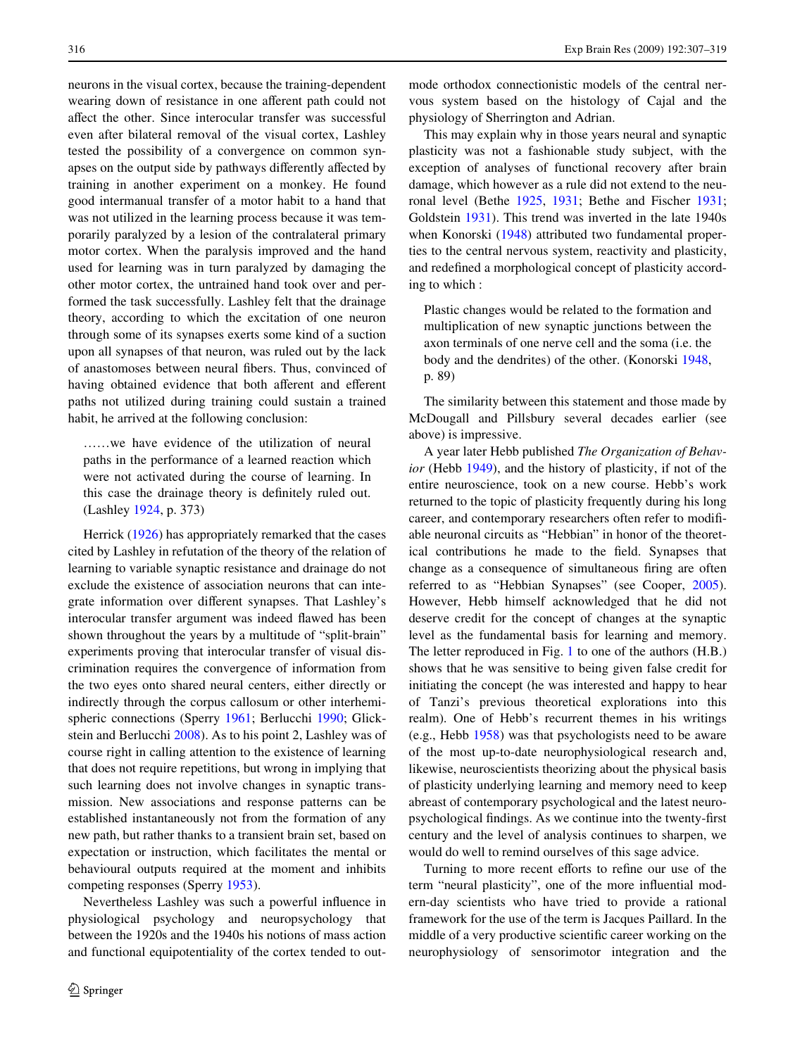neurons in the visual cortex, because the training-dependent wearing down of resistance in one afferent path could not affect the other. Since interocular transfer was successful even after bilateral removal of the visual cortex, Lashley tested the possibility of a convergence on common synapses on the output side by pathways differently affected by training in another experiment on a monkey. He found good intermanual transfer of a motor habit to a hand that was not utilized in the learning process because it was temporarily paralyzed by a lesion of the contralateral primary motor cortex. When the paralysis improved and the hand used for learning was in turn paralyzed by damaging the other motor cortex, the untrained hand took over and performed the task successfully. Lashley felt that the drainage theory, according to which the excitation of one neuron through some of its synapses exerts some kind of a suction upon all synapses of that neuron, was ruled out by the lack of anastomoses between neural fibers. Thus, convinced of having obtained evidence that both afferent and efferent paths not utilized during training could sustain a trained habit, he arrived at the following conclusion:

> ……we have evidence of the utilization of neural paths in the performance of a learned reaction which were not activated during the course of learning. In this case the drainage theory is definitely ruled out. (Lashley 1924, p. 373)

Herrick (1926) has appropriately remarked that the cases cited by Lashley in refutation of the theory of the relation of learning to variable synaptic resistance and drainage do not exclude the existence of association neurons that can integrate information over different synapses. That Lashley's interocular transfer argument was indeed flawed has been shown throughout the years by a multitude of "split-brain" experiments proving that interocular transfer of visual discrimination requires the convergence of information from the two eyes onto shared neural centers, either directly or indirectly through the corpus callosum or other interhemispheric connections (Sperry 1961; Berlucchi 1990; Glickstein and Berlucchi 2008). As to his point 2, Lashley was of course right in calling attention to the existence of learning that does not require repetitions, but wrong in implying that such learning does not involve changes in synaptic transmission. New associations and response patterns can be established instantaneously not from the formation of any new path, but rather thanks to a transient brain set, based on expectation or instruction, which facilitates the mental or behavioural outputs required at the moment and inhibits competing responses (Sperry 1953).

Nevertheless Lashley was such a powerful influence in physiological psychology and neuropsychology that between the 1920s and the 1940s his notions of mass action and functional equipotentiality of the cortex tended to outmode orthodox connectionistic models of the central nervous system based on the histology of Cajal and the physiology of Sherrington and Adrian.

This may explain why in those years neural and synaptic plasticity was not a fashionable study subject, with the exception of analyses of functional recovery after brain damage, which however as a rule did not extend to the neuronal level (Bethe 1925, 1931; Bethe and Fischer 1931; Goldstein 1931). This trend was inverted in the late 1940s when Konorski (1948) attributed two fundamental properties to the central nervous system, reactivity and plasticity, and redefined a morphological concept of plasticity according to which :

> Plastic changes would be related to the formation and multiplication of new synaptic junctions between the axon terminals of one nerve cell and the soma (i.e. the body and the dendrites) of the other. (Konorski 1948, p. 89)

The similarity between this statement and those made by McDougall and Pillsbury several decades earlier (see above) is impressive.

A year later Hebb published *The Organization of Behavior* (Hebb 1949), and the history of plasticity, if not of the entire neuroscience, took on a new course. Hebb's work returned to the topic of plasticity frequently during his long career, and contemporary researchers often refer to modifiable neuronal circuits as "Hebbian" in honor of the theoretical contributions he made to the field. Synapses that change as a consequence of simultaneous firing are often referred to as "Hebbian Synapses" (see Cooper, 2005). However, Hebb himself acknowledged that he did not deserve credit for the concept of changes at the synaptic level as the fundamental basis for learning and memory. The letter reproduced in Fig. 1 to one of the authors (H.B.) shows that he was sensitive to being given false credit for initiating the concept (he was interested and happy to hear of Tanzi's previous theoretical explorations into this realm). One of Hebb's recurrent themes in his writings (e.g., Hebb 1958) was that psychologists need to be aware of the most up-to-date neurophysiological research and, likewise, neuroscientists theorizing about the physical basis of plasticity underlying learning and memory need to keep abreast of contemporary psychological and the latest neuropsychological findings. As we continue into the twenty-first century and the level of analysis continues to sharpen, we would do well to remind ourselves of this sage advice.

Turning to more recent efforts to refine our use of the term "neural plasticity", one of the more influential modern-day scientists who have tried to provide a rational framework for the use of the term is Jacques Paillard. In the middle of a very productive scientific career working on the neurophysiology of sensorimotor integration and the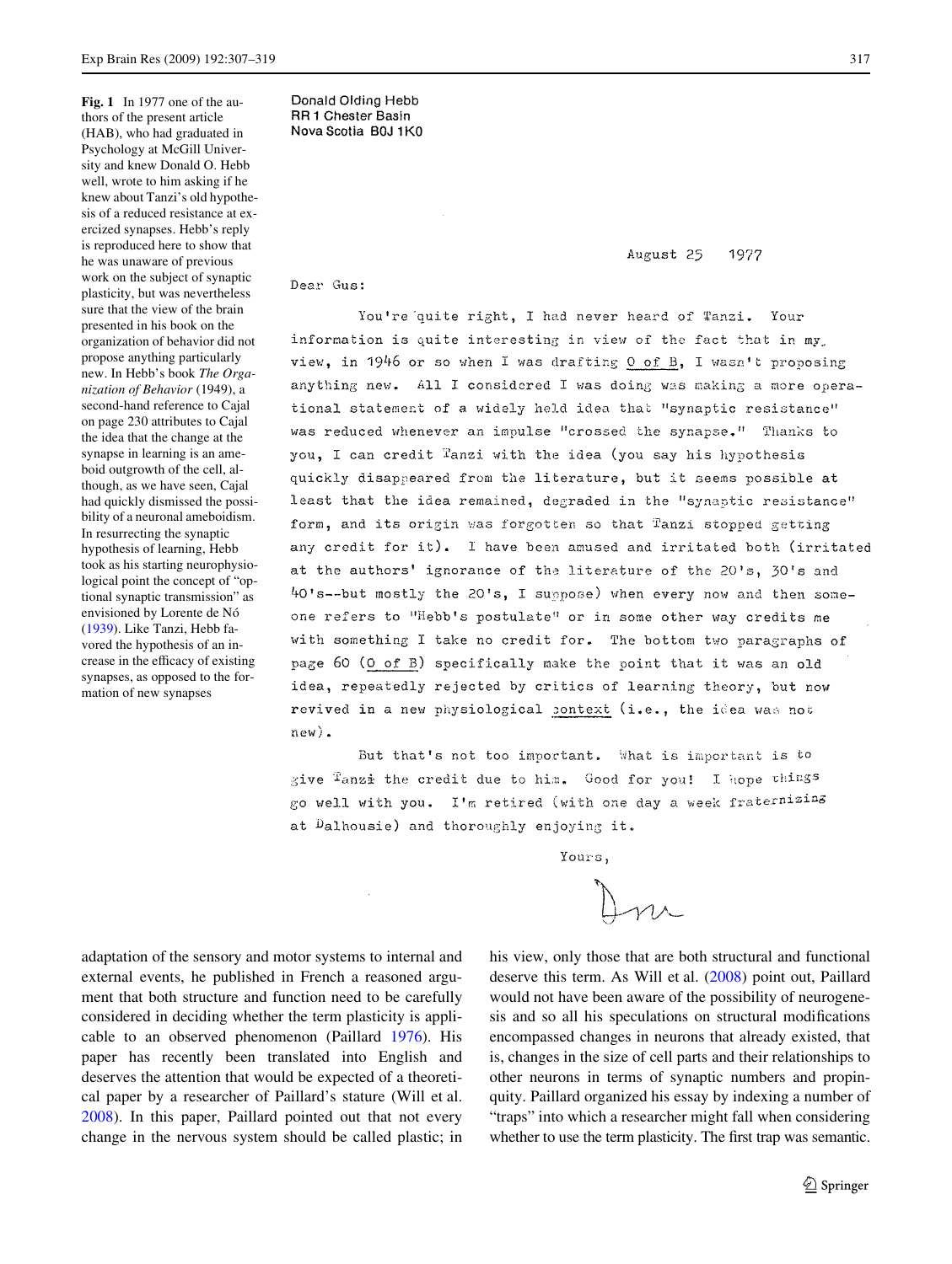**Fig. 1** In 1977 one of the authors of the present article (HAB), who had graduated in Psychology at McGill University and knew Donald O. Hebb well, wrote to him asking if he knew about Tanzi's old hypothesis of a reduced resistance at exercized synapses. Hebb's reply is reproduced here to show that he was unaware of previous work on the subject of synaptic plasticity, but was nevertheless sure that the view of the brain presented in his book on the organization of behavior did not propose anything particularly new. In Hebb's book *The Organization of Behavior* (1949), a second-hand reference to Cajal on page 230 attributes to Cajal the idea that the change at the synapse in learning is an ameboid outgrowth of the cell, although, as we have seen, Cajal had quickly dismissed the possibility of a neuronal ameboidism. In resurrecting the synaptic hypothesis of learning, Hebb took as his starting neurophysiological point the concept of "optional synaptic transmission" as envisioned by Lorente de Nó (1939). Like Tanzi, Hebb favored the hypothesis of an increase in the efficacy of existing synapses, as opposed to the formation of new synapses

Donald Olding Hebb
RR 1 Chester Basin
Nova Scotia B0J 1K0

August 25 1977

Dear Gus:

You're quite right, I had never heard of Tanzi. Your information is quite interesting in view of the fact that in my view, in 1946 or so when I was drafting O of B, I wasn't proposing anything new. All I considered I was doing was making a more operational statement of a widely held idea that "synaptic resistance" was reduced whenever an impulse "crossed the synapse." Thanks to you, I can credit Tanzi with the idea (you say his hypothesis quickly disappeared from the literature, but it seems possible at least that the idea remained, degraded in the "synaptic resistance" form, and its origin was forgotten so that Tanzi stopped getting any credit for it). I have been amused and irritated both (irritated at the authors' ignorance of the literature of the 20's, 30's and 40's--but mostly the 20's, I suppose) when every now and then someone refers to "Hebb's postulate" or in some other way credits me with something I take no credit for. The bottom two paragraphs of page 60 (O of B) specifically make the point that it was an old idea, repeatedly rejected by critics of learning theory, but now revived in a new physiological context (i.e., the idea was not new).

But that's not too important. What is important is to give Tanzi the credit due to him. Good for you! I hope things go well with you. I'm retired (with one day a week fraternizing at Dalhousie) and thoroughly enjoying it.

Yours,

adaptation of the sensory and motor systems to internal and external events, he published in French a reasoned argument that both structure and function need to be carefully considered in deciding whether the term plasticity is applicable to an observed phenomenon (Paillard 1976). His paper has recently been translated into English and deserves the attention that would be expected of a theoretical paper by a researcher of Paillard's stature (Will et al. 2008). In this paper, Paillard pointed out that not every change in the nervous system should be called plastic; in his view, only those that are both structural and functional deserve this term. As Will et al. (2008) point out, Paillard would not have been aware of the possibility of neurogenesis and so all his speculations on structural modifications encompassed changes in neurons that already existed, that is, changes in the size of cell parts and their relationships to other neurons in terms of synaptic numbers and propinquity. Paillard organized his essay by indexing a number of "traps" into which a researcher might fall when considering whether to use the term plasticity. The first trap was semantic.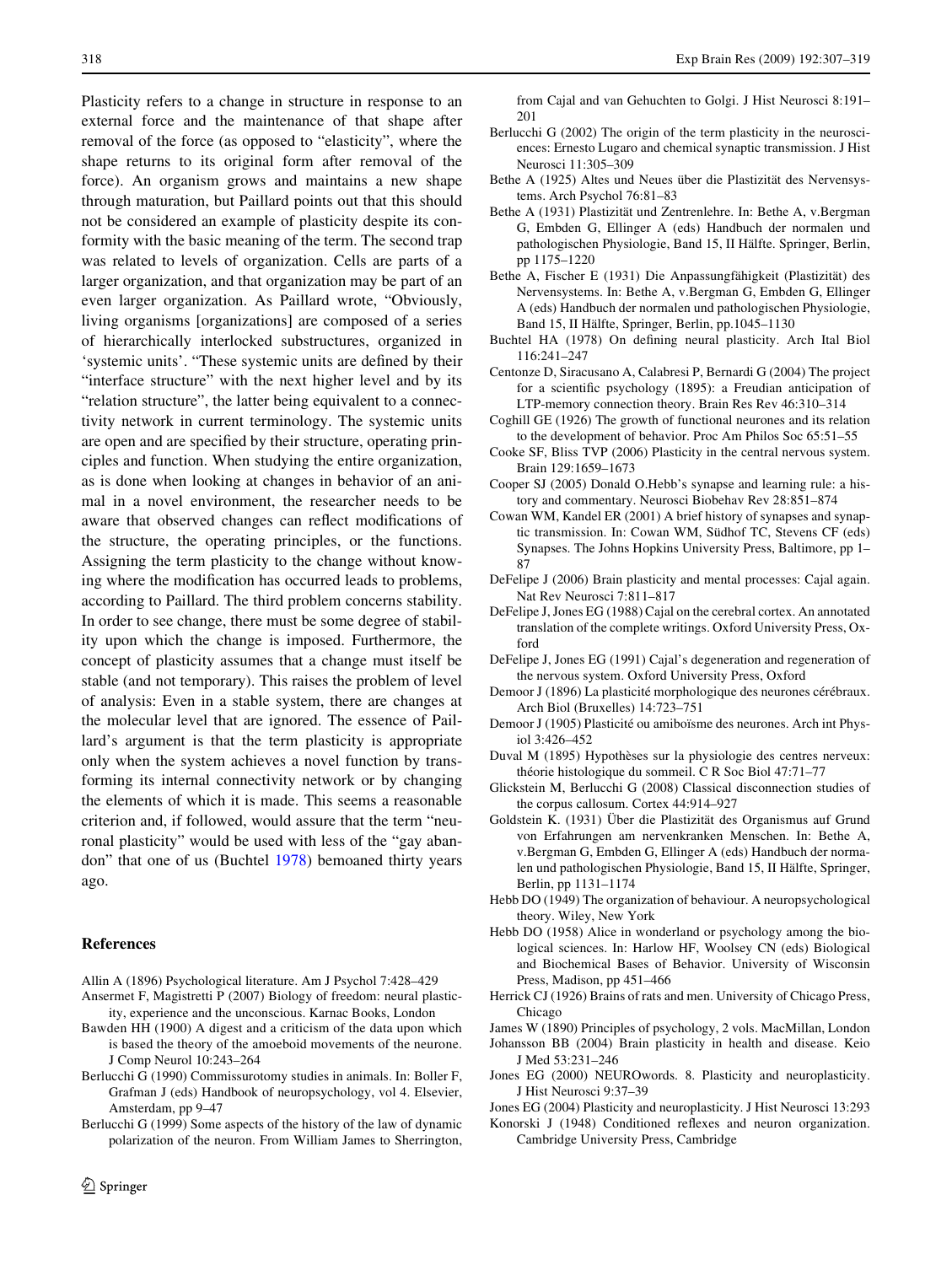Plasticity refers to a change in structure in response to an external force and the maintenance of that shape after removal of the force (as opposed to "elasticity", where the shape returns to its original form after removal of the force). An organism grows and maintains a new shape through maturation, but Paillard points out that this should not be considered an example of plasticity despite its conformity with the basic meaning of the term. The second trap was related to levels of organization. Cells are parts of a larger organization, and that organization may be part of an even larger organization. As Paillard wrote, "Obviously, living organisms [organizations] are composed of a series of hierarchically interlocked substructures, organized in 'systemic units'. "These systemic units are defined by their "interface structure" with the next higher level and by its "relation structure", the latter being equivalent to a connectivity network in current terminology. The systemic units are open and are specified by their structure, operating principles and function. When studying the entire organization, as is done when looking at changes in behavior of an animal in a novel environment, the researcher needs to be aware that observed changes can reflect modifications of the structure, the operating principles, or the functions. Assigning the term plasticity to the change without knowing where the modification has occurred leads to problems, according to Paillard. The third problem concerns stability. In order to see change, there must be some degree of stability upon which the change is imposed. Furthermore, the concept of plasticity assumes that a change must itself be stable (and not temporary). This raises the problem of level of analysis: Even in a stable system, there are changes at the molecular level that are ignored. The essence of Paillard's argument is that the term plasticity is appropriate only when the system achieves a novel function by transforming its internal connectivity network or by changing the elements of which it is made. This seems a reasonable criterion and, if followed, would assure that the term "neuronal plasticity" would be used with less of the "gay abandon" that one of us (Buchtel 1978) bemoaned thirty years ago.

## References

Allin A (1896) Psychological literature. Am J Psychol 7:428–429

Ansermet F, Magistretti P (2007) Biology of freedom: neural plasticity, experience and the unconscious. Karnac Books, London

Bawden HH (1900) A digest and a criticism of the data upon which is based the theory of the amoeboid movements of the neurone. J Comp Neurol 10:243–264

Berlucchi G (1990) Commissurotomy studies in animals. In: Boller F, Grafman J (eds) Handbook of neuropsychology, vol 4. Elsevier, Amsterdam, pp 9–47

Berlucchi G (1999) Some aspects of the history of the law of dynamic polarization of the neuron. From William James to Sherrington, from Cajal and van Gehuchten to Golgi. J Hist Neurosci 8:191–201

Berlucchi G (2002) The origin of the term plasticity in the neurosciences: Ernesto Lugaro and chemical synaptic transmission. J Hist Neurosci 11:305–309

Bethe A (1925) Altes und Neues über die Plastizität des Nervensystems. Arch Psychol 76:81–83

Bethe A (1931) Plastizität und Zentrenlehre. In: Bethe A, v.Bergman G, Embden G, Ellinger A (eds) Handbuch der normalen und pathologischen Physiologie, Band 15, II Hälfte. Springer, Berlin, pp 1175–1220

Bethe A, Fischer E (1931) Die Anpassungfähigkeit (Plastizität) des Nervensystems. In: Bethe A, v.Bergman G, Embden G, Ellinger A (eds) Handbuch der normalen und pathologischen Physiologie, Band 15, II Hälfte, Springer, Berlin, pp.1045–1130

Buchtel HA (1978) On defining neural plasticity. Arch Ital Biol 116:241–247

Centonze D, Siracusano A, Calabresi P, Bernardi G (2004) The project for a scientific psychology (1895): a Freudian anticipation of LTP-memory connection theory. Brain Res Rev 46:310–314

Coghill GE (1926) The growth of functional neurones and its relation to the development of behavior. Proc Am Philos Soc 65:51–55

Cooke SF, Bliss TVP (2006) Plasticity in the central nervous system. Brain 129:1659–1673

Cooper SJ (2005) Donald O.Hebb's synapse and learning rule: a history and commentary. Neurosci Biobehav Rev 28:851–874

Cowan WM, Kandel ER (2001) A brief history of synapses and synaptic transmission. In: Cowan WM, Südhof TC, Stevens CF (eds) Synapses. The Johns Hopkins University Press, Baltimore, pp 1–87

DeFelipe J (2006) Brain plasticity and mental processes: Cajal again. Nat Rev Neurosci 7:811–817

DeFelipe J, Jones EG (1988) Cajal on the cerebral cortex. An annotated translation of the complete writings. Oxford University Press, Oxford

DeFelipe J, Jones EG (1991) Cajal's degeneration and regeneration of the nervous system. Oxford University Press, Oxford

Demoor J (1896) La plasticité morphologique des neurones cérébraux. Arch Biol (Bruxelles) 14:723–751

Demoor J (1905) Plasticité ou amiboïsme des neurones. Arch int Physiol 3:426–452

Duval M (1895) Hypothèses sur la physiologie des centres nerveux: théorie histologique du sommeil. C R Soc Biol 47:71–77

Glickstein M, Berlucchi G (2008) Classical disconnection studies of the corpus callosum. Cortex 44:914–927

Goldstein K. (1931) Über die Plastizität des Organismus auf Grund von Erfahrungen am nervenkranken Menschen. In: Bethe A, v.Bergman G, Embden G, Ellinger A (eds) Handbuch der normalen und pathologischen Physiologie, Band 15, II Hälfte, Springer, Berlin, pp 1131–1174

Hebb DO (1949) The organization of behaviour. A neuropsychological theory. Wiley, New York

Hebb DO (1958) Alice in wonderland or psychology among the biological sciences. In: Harlow HF, Woolsey CN (eds) Biological and Biochemical Bases of Behavior. University of Wisconsin Press, Madison, pp 451–466

Herrick CJ (1926) Brains of rats and men. University of Chicago Press, Chicago

James W (1890) Principles of psychology, 2 vols. MacMillan, London

Johansson BB (2004) Brain plasticity in health and disease. Keio J Med 53:231–246

Jones EG (2000) NEUROwords. 8. Plasticity and neuroplasticity. J Hist Neurosci 9:37–39

Jones EG (2004) Plasticity and neuroplasticity. J Hist Neurosci 13:293

Konorski J (1948) Conditioned reflexes and neuron organization. Cambridge University Press, Cambridge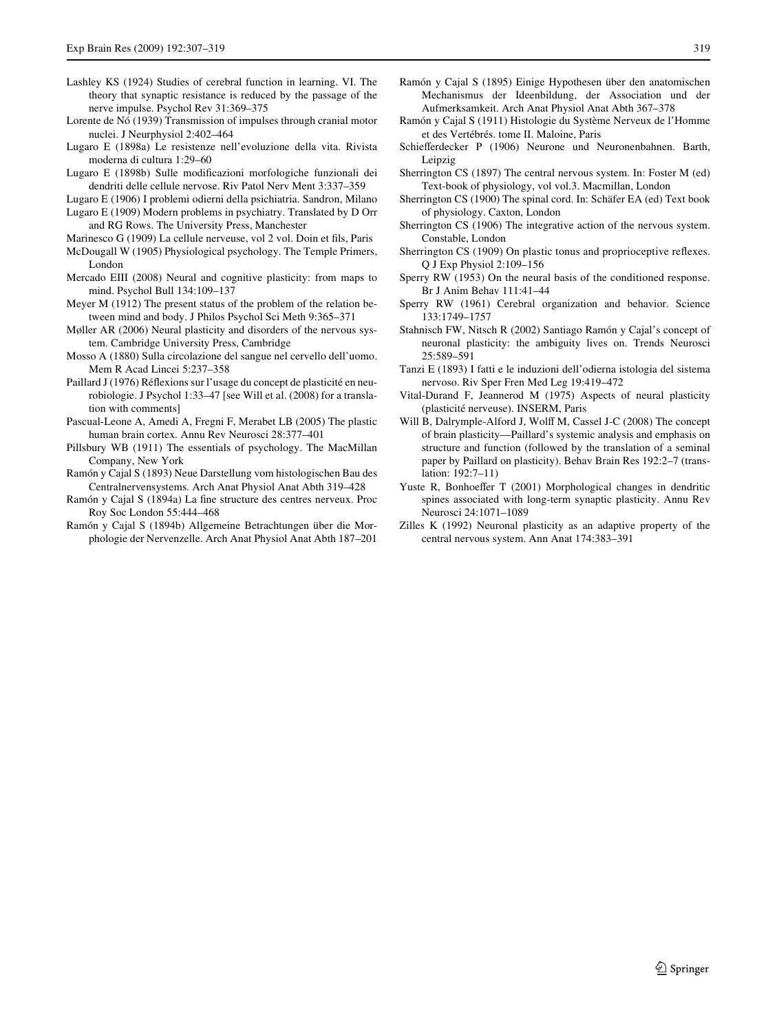Lashley KS (1924) Studies of cerebral function in learning. VI. The theory that synaptic resistance is reduced by the passage of the nerve impulse. Psychol Rev 31:369–375

Lorente de Nó (1939) Transmission of impulses through cranial motor nuclei. J Neurphysiol 2:402–464

Lugaro E (1898a) Le resistenze nell'evoluzione della vita. Rivista moderna di cultura 1:29–60

Lugaro E (1898b) Sulle modificazioni morfologiche funzionali dei dendriti delle cellule nervose. Riv Patol Nerv Ment 3:337–359

Lugaro E (1906) I problemi odierni della psichiatria. Sandron, Milano

Lugaro E (1909) Modern problems in psychiatry. Translated by D Orr and RG Rows. The University Press, Manchester

Marinesco G (1909) La cellule nerveuse, vol 2 vol. Doin et fils, Paris

McDougall W (1905) Physiological psychology. The Temple Primers, London

Mercado EIII (2008) Neural and cognitive plasticity: from maps to mind. Psychol Bull 134:109–137

Meyer M (1912) The present status of the problem of the relation between mind and body. J Philos Psychol Sci Meth 9:365–371

Møller AR (2006) Neural plasticity and disorders of the nervous system. Cambridge University Press, Cambridge

Mosso A (1880) Sulla circolazione del sangue nel cervello dell'uomo. Mem R Acad Lincei 5:237–358

Paillard J (1976) Réflexions sur l'usage du concept de plasticité en neurobiologie. J Psychol 1:33–47 [see Will et al. (2008) for a translation with comments]

Pascual-Leone A, Amedi A, Fregni F, Merabet LB (2005) The plastic human brain cortex. Annu Rev Neurosci 28:377–401

Pillsbury WB (1911) The essentials of psychology. The MacMillan Company, New York

Ramón y Cajal S (1893) Neue Darstellung vom histologischen Bau des Centralnervensystems. Arch Anat Physiol Anat Abth 319–428

Ramón y Cajal S (1894a) La fine structure des centres nerveux. Proc Roy Soc London 55:444–468

Ramón y Cajal S (1894b) Allgemeine Betrachtungen über die Morphologie der Nervenzelle. Arch Anat Physiol Anat Abth 187–201

Ramón y Cajal S (1895) Einige Hypothesen über den anatomischen Mechanismus der Ideenbildung, der Association und der Aufmerksamkeit. Arch Anat Physiol Anat Abth 367–378

Ramón y Cajal S (1911) Histologie du Système Nerveux de l'Homme et des Vertébrés. tome II. Maloine, Paris

Schiefferdecker P (1906) Neurone und Neuronenbahnen. Barth, Leipzig

Sherrington CS (1897) The central nervous system. In: Foster M (ed) Text-book of physiology, vol vol.3. Macmillan, London

Sherrington CS (1900) The spinal cord. In: Schäfer EA (ed) Text book of physiology. Caxton, London

Sherrington CS (1906) The integrative action of the nervous system. Constable, London

Sherrington CS (1909) On plastic tonus and proprioceptive reflexes. Q J Exp Physiol 2:109–156

Sperry RW (1953) On the neural basis of the conditioned response. Br J Anim Behav 111:41–44

Sperry RW (1961) Cerebral organization and behavior. Science 133:1749–1757

Stahnisch FW, Nitsch R (2002) Santiago Ramón y Cajal's concept of neuronal plasticity: the ambiguity lives on. Trends Neurosci 25:589–591

Tanzi E (1893) I fatti e le induzioni dell'odierna istologia del sistema nervoso. Riv Sper Fren Med Leg 19:419–472

Vital-Durand F, Jeannerod M (1975) Aspects of neural plasticity (plasticité nerveuse). INSERM, Paris

Will B, Dalrymple-Alford J, Wolff M, Cassel J-C (2008) The concept of brain plasticity—Paillard's systemic analysis and emphasis on structure and function (followed by the translation of a seminal paper by Paillard on plasticity). Behav Brain Res 192:2–7 (translation: 192:7–11)

Yuste R, Bonhoeffer T (2001) Morphological changes in dendritic spines associated with long-term synaptic plasticity. Annu Rev Neurosci 24:1071–1089

Zilles K (1992) Neuronal plasticity as an adaptive property of the central nervous system. Ann Anat 174:383–391